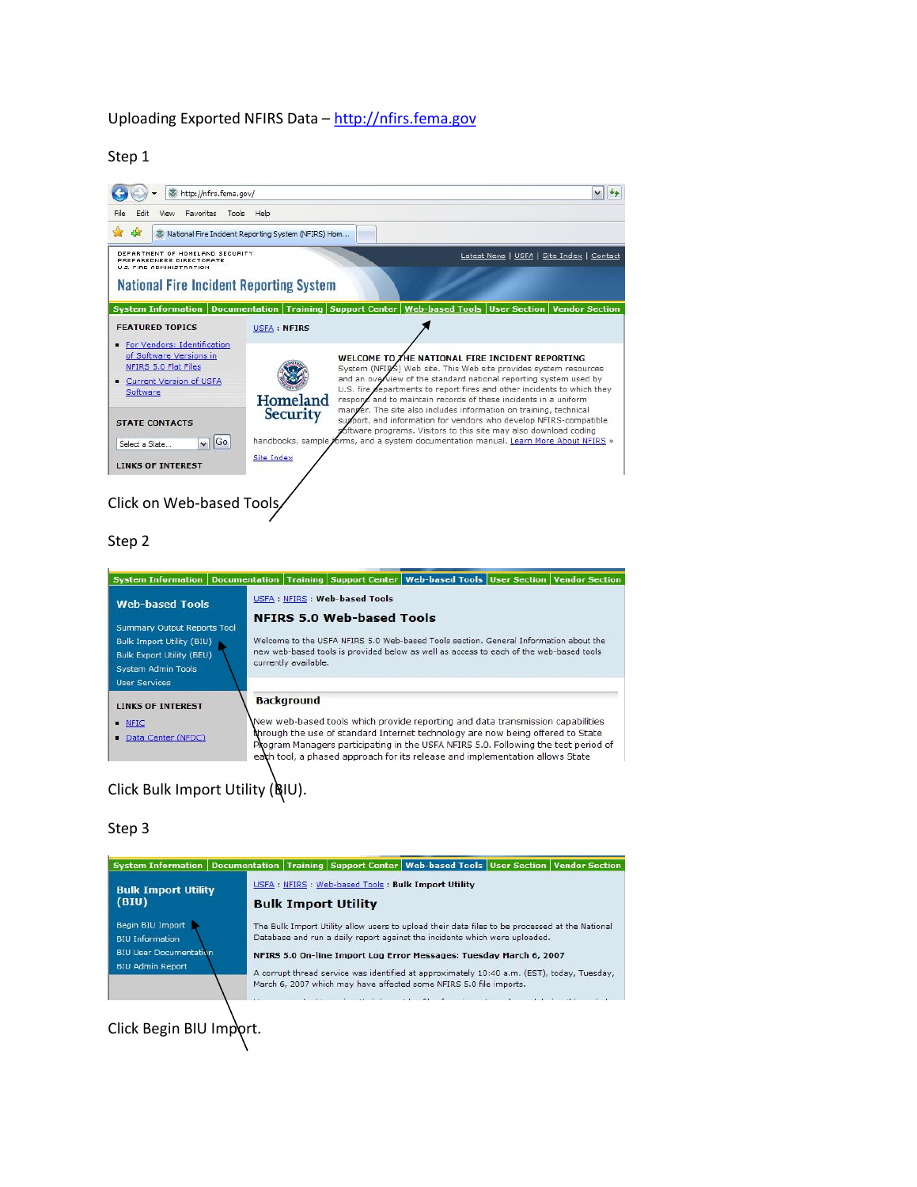Uploading Exported NFIRS Data – [http://nfirs.fema.gov](http://nfirs.fema.gov)

Step 1

Click on Web-based Tools

Step 2

Click Bulk Import Utility (BIU).

Step 3

Click Begin BIU Import.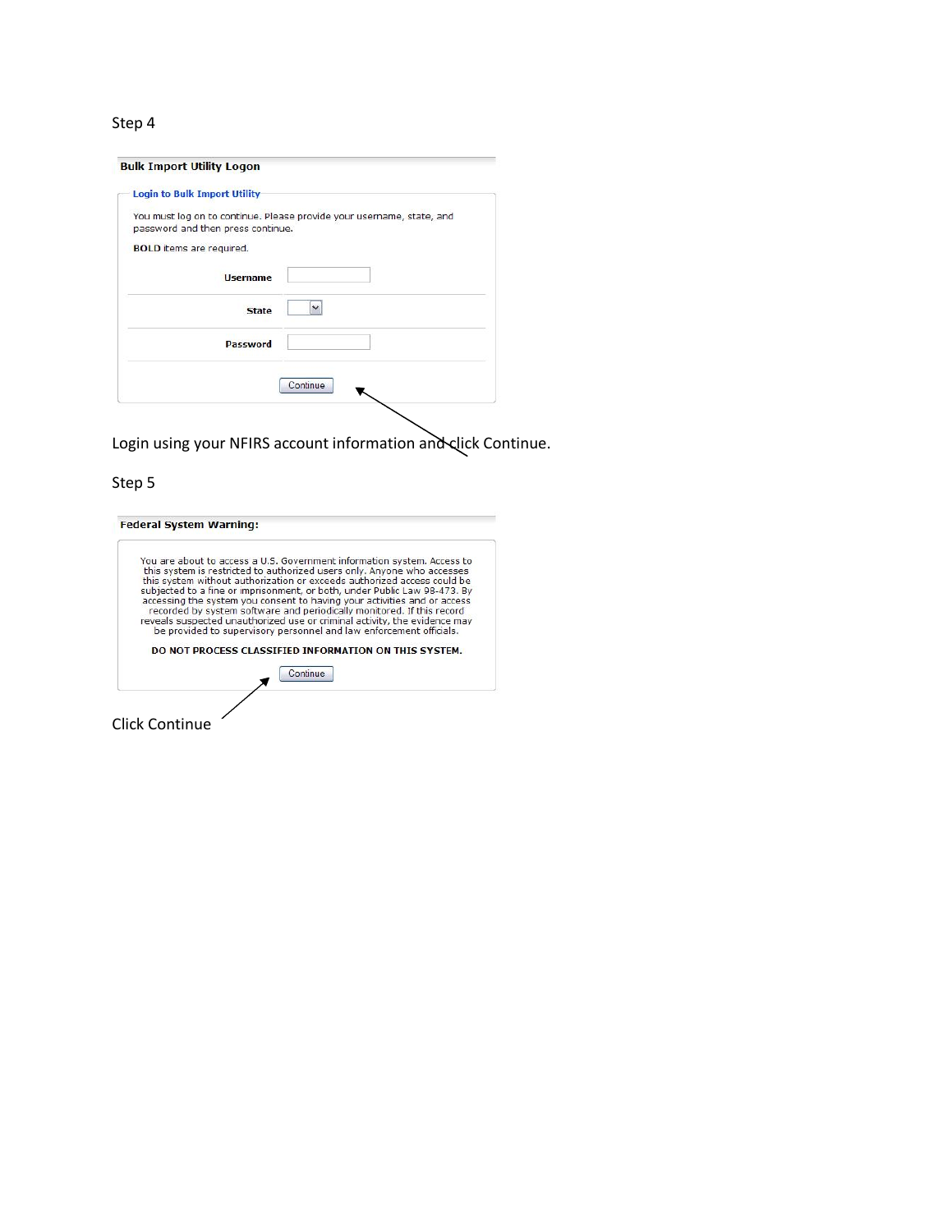Step 4

**Bulk Import Utility Logon**

Login to Bulk Import Utility

You must log on to continue. Please provide your username, state, and password and then press continue.

**BOLD** items are required.

| | |
|---|---|
| **Username** | |
| **State** | |
| **Password** | |

Continue

Login using your NFIRS account information and click Continue.

Step 5

**Federal System Warning:**

You are about to access a U.S. Government information system. Access to this system is restricted to authorized users only. Anyone who accesses this system without authorization or exceeds authorized access could be subjected to a fine or imprisonment, or both, under Public Law 98-473. By accessing the system you consent to having your activities and or access recorded by system software and periodically monitored. If this record reveals suspected unauthorized use or criminal activity, the evidence may be provided to supervisory personnel and law enforcement officials.

**DO NOT PROCESS CLASSIFIED INFORMATION ON THIS SYSTEM.**

Continue

Click Continue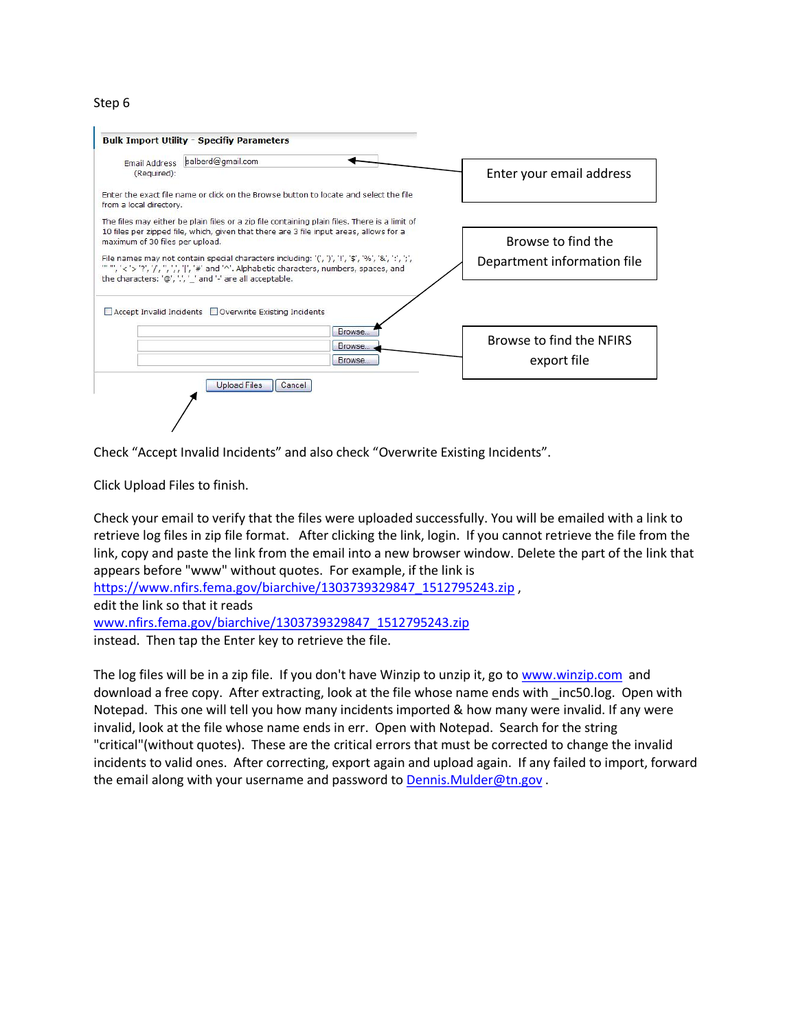Step 6

Bulk Import Utility - Specifiy Parameters

Email Address (Required): salberd@gmail.com

Enter the exact file name or click on the Browse button to locate and select the file from a local directory.

The files may either be plain files or a zip file containing plain files. There is a limit of 10 files per zipped file, which, given that there are 3 file input areas, allows for a maximum of 30 files per upload.

File names may not contain special characters including: '(', ')', '!', '$', '%', '&', ':', ';', '" "', '<' '>' '?', '/', '', ',', '|', '#' and '^'. Alphabetic characters, numbers, spaces, and the characters: '@', '.', '_' and '-' are all acceptable.

Accept Invalid Incidents  Overwrite Existing Incidents

Browse..

Browse..

Browse..

Upload Files  Cancel

Enter your email address

Browse to find the Department information file

Browse to find the NFIRS export file

Check "Accept Invalid Incidents" and also check "Overwrite Existing Incidents".

Click Upload Files to finish.

Check your email to verify that the files were uploaded successfully. You will be emailed with a link to retrieve log files in zip file format. After clicking the link, login. If you cannot retrieve the file from the link, copy and paste the link from the email into a new browser window. Delete the part of the link that appears before "www" without quotes. For example, if the link is https://www.nfirs.fema.gov/biarchive/1303739329847_1512795243.zip , edit the link so that it reads www.nfirs.fema.gov/biarchive/1303739329847_1512795243.zip instead. Then tap the Enter key to retrieve the file.

The log files will be in a zip file. If you don't have Winzip to unzip it, go to www.winzip.com and download a free copy. After extracting, look at the file whose name ends with _inc50.log. Open with Notepad. This one will tell you how many incidents imported & how many were invalid. If any were invalid, look at the file whose name ends in err. Open with Notepad. Search for the string "critical"(without quotes). These are the critical errors that must be corrected to change the invalid incidents to valid ones. After correcting, export again and upload again. If any failed to import, forward the email along with your username and password to Dennis.Mulder@tn.gov .